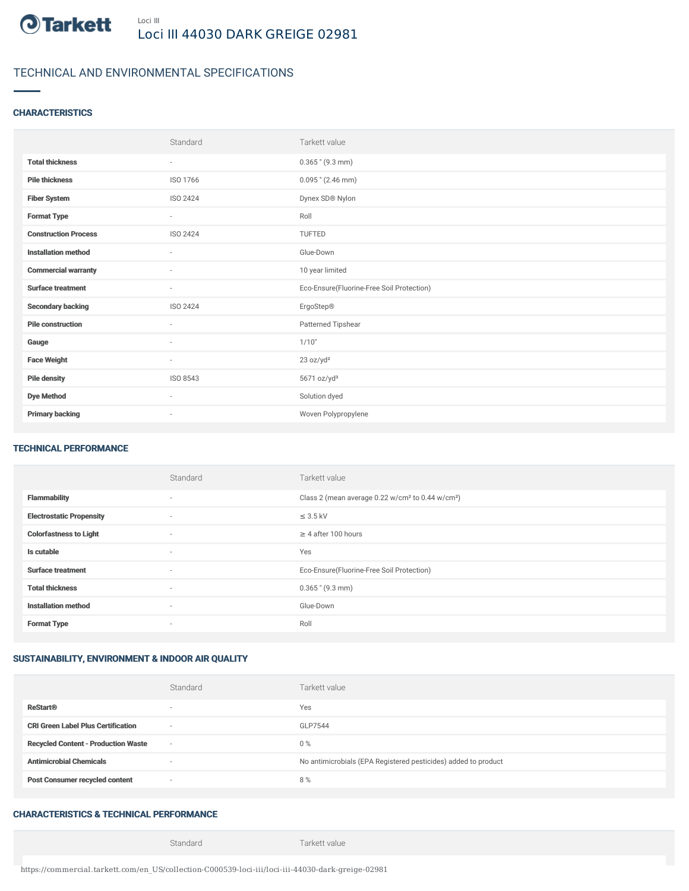Loci III

# Loci III 44030 DARK GREIGE 02981

## TECHNICAL AND ENVIRONMENTAL SPECIFICATIONS

### CHARACTERISTICS

| | Standard | Tarkett value |
|---|---|---|
| **Total thickness** | - | 0.365 " (9.3 mm) |
| **Pile thickness** | ISO 1766 | 0.095 " (2.46 mm) |
| **Fiber System** | ISO 2424 | Dynex SD® Nylon |
| **Format Type** | - | Roll |
| **Construction Process** | ISO 2424 | TUFTED |
| **Installation method** | - | Glue-Down |
| **Commercial warranty** | - | 10 year limited |
| **Surface treatment** | - | Eco-Ensure(Fluorine-Free Soil Protection) |
| **Secondary backing** | ISO 2424 | ErgoStep® |
| **Pile construction** | - | Patterned Tipshear |
| **Gauge** | - | 1/10" |
| **Face Weight** | - | 23 oz/yd² |
| **Pile density** | ISO 8543 | 5671 oz/yd³ |
| **Dye Method** | - | Solution dyed |
| **Primary backing** | - | Woven Polypropylene |

### TECHNICAL PERFORMANCE

| | Standard | Tarkett value |
|---|---|---|
| **Flammability** | - | Class 2 (mean average 0.22 w/cm² to 0.44 w/cm²) |
| **Electrostatic Propensity** | - | ≤ 3.5 kV |
| **Colorfastness to Light** | - | ≥ 4 after 100 hours |
| **Is cutable** | - | Yes |
| **Surface treatment** | - | Eco-Ensure(Fluorine-Free Soil Protection) |
| **Total thickness** | - | 0.365 " (9.3 mm) |
| **Installation method** | - | Glue-Down |
| **Format Type** | - | Roll |

### SUSTAINABILITY, ENVIRONMENT & INDOOR AIR QUALITY

| | Standard | Tarkett value |
|---|---|---|
| **ReStart®** | - | Yes |
| **CRI Green Label Plus Certification** | - | GLP7544 |
| **Recycled Content - Production Waste** | - | 0 % |
| **Antimicrobial Chemicals** | - | No antimicrobials (EPA Registered pesticides) added to product |
| **Post Consumer recycled content** | - | 8 % |

### CHARACTERISTICS & TECHNICAL PERFORMANCE

| | Standard | Tarkett value |
|---|---|---|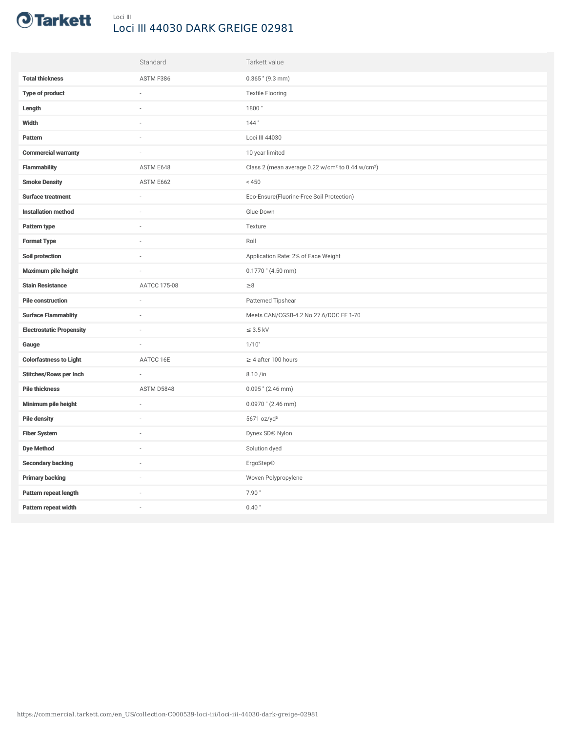Loci III

# Loci III 44030 DARK GREIGE 02981

| | Standard | Tarkett value |
|---|---|---|
| **Total thickness** | ASTM F386 | 0.365 " (9.3 mm) |
| **Type of product** | - | Textile Flooring |
| **Length** | - | 1800 " |
| **Width** | - | 144 " |
| **Pattern** | - | Loci III 44030 |
| **Commercial warranty** | - | 10 year limited |
| **Flammability** | ASTM E648 | Class 2 (mean average 0.22 w/cm² to 0.44 w/cm²) |
| **Smoke Density** | ASTM E662 | < 450 |
| **Surface treatment** | - | Eco-Ensure(Fluorine-Free Soil Protection) |
| **Installation method** | - | Glue-Down |
| **Pattern type** | - | Texture |
| **Format Type** | - | Roll |
| **Soil protection** | - | Application Rate: 2% of Face Weight |
| **Maximum pile height** | - | 0.1770 " (4.50 mm) |
| **Stain Resistance** | AATCC 175-08 | ≥8 |
| **Pile construction** | - | Patterned Tipshear |
| **Surface Flammablity** | - | Meets CAN/CGSB-4.2 No.27.6/DOC FF 1-70 |
| **Electrostatic Propensity** | - | ≤ 3.5 kV |
| **Gauge** | - | 1/10" |
| **Colorfastness to Light** | AATCC 16E | ≥ 4 after 100 hours |
| **Stitches/Rows per Inch** | - | 8.10 /in |
| **Pile thickness** | ASTM D5848 | 0.095 " (2.46 mm) |
| **Minimum pile height** | - | 0.0970 " (2.46 mm) |
| **Pile density** | - | 5671 oz/yd³ |
| **Fiber System** | - | Dynex SD® Nylon |
| **Dye Method** | - | Solution dyed |
| **Secondary backing** | - | ErgoStep® |
| **Primary backing** | - | Woven Polypropylene |
| **Pattern repeat length** | - | 7.90 " |
| **Pattern repeat width** | - | 0.40 " |